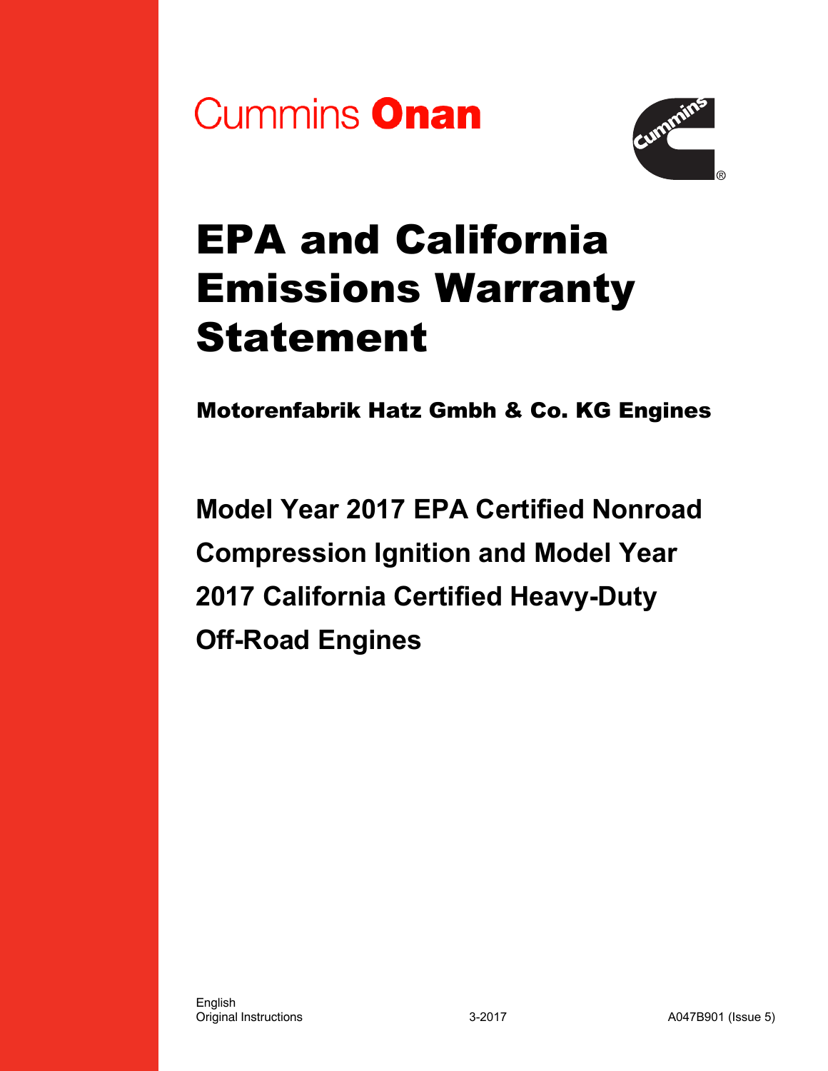Cummins **Onan**

# EPA and California Emissions Warranty Statement

**Motorenfabrik Hatz Gmbh & Co. KG Engines**

## Model Year 2017 EPA Certified Nonroad Compression Ignition and Model Year 2017 California Certified Heavy-Duty Off-Road Engines

English
Original Instructions

3-2017

A047B901 (Issue 5)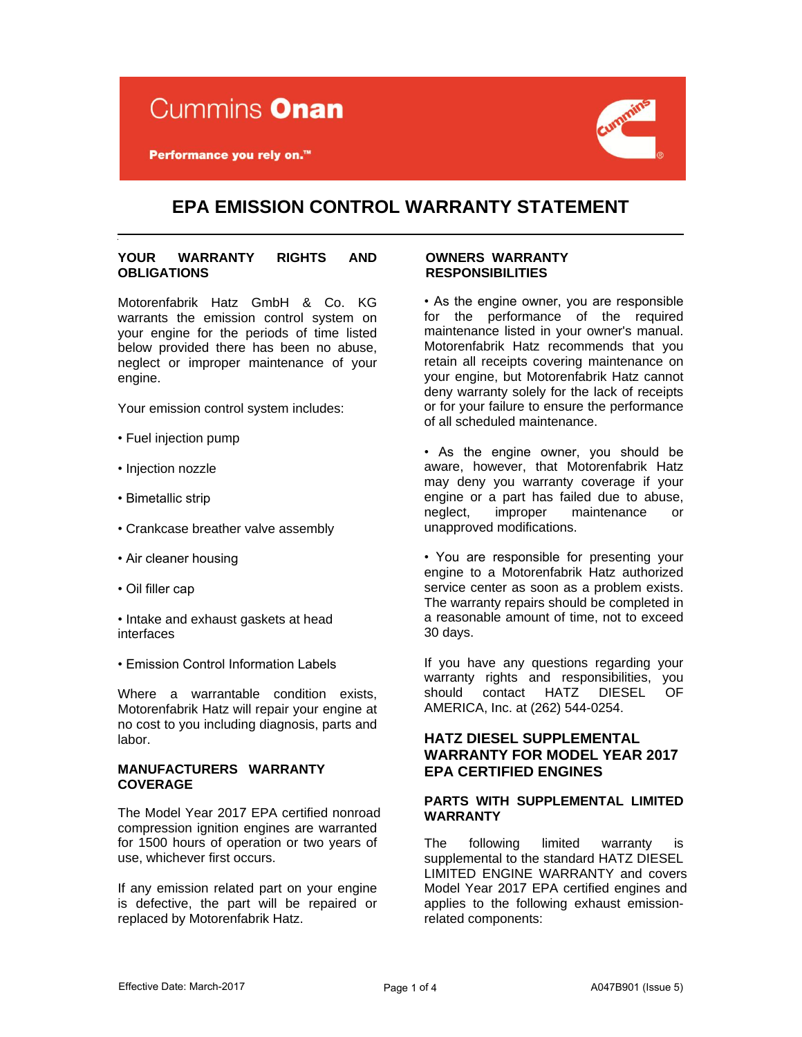Cummins **Onan**

**Performance you rely on.™**

# EPA EMISSION CONTROL WARRANTY STATEMENT

## YOUR WARRANTY RIGHTS AND OBLIGATIONS

Motorenfabrik Hatz GmbH & Co. KG warrants the emission control system on your engine for the periods of time listed below provided there has been no abuse, neglect or improper maintenance of your engine.

Your emission control system includes:

- Fuel injection pump
- Injection nozzle
- Bimetallic strip
- Crankcase breather valve assembly
- Air cleaner housing
- Oil filler cap
- Intake and exhaust gaskets at head interfaces
- Emission Control Information Labels

Where a warrantable condition exists, Motorenfabrik Hatz will repair your engine at no cost to you including diagnosis, parts and labor.

## MANUFACTURERS WARRANTY COVERAGE

The Model Year 2017 EPA certified nonroad compression ignition engines are warranted for 1500 hours of operation or two years of use, whichever first occurs.

If any emission related part on your engine is defective, the part will be repaired or replaced by Motorenfabrik Hatz.

## OWNERS WARRANTY RESPONSIBILITIES

- As the engine owner, you are responsible for the performance of the required maintenance listed in your owner's manual. Motorenfabrik Hatz recommends that you retain all receipts covering maintenance on your engine, but Motorenfabrik Hatz cannot deny warranty solely for the lack of receipts or for your failure to ensure the performance of all scheduled maintenance.

- As the engine owner, you should be aware, however, that Motorenfabrik Hatz may deny you warranty coverage if your engine or a part has failed due to abuse, neglect, improper maintenance or unapproved modifications.

- You are responsible for presenting your engine to a Motorenfabrik Hatz authorized service center as soon as a problem exists. The warranty repairs should be completed in a reasonable amount of time, not to exceed 30 days.

If you have any questions regarding your warranty rights and responsibilities, you should contact HATZ DIESEL OF AMERICA, Inc. at (262) 544-0254.

## HATZ DIESEL SUPPLEMENTAL WARRANTY FOR MODEL YEAR 2017 EPA CERTIFIED ENGINES

### PARTS WITH SUPPLEMENTAL LIMITED WARRANTY

The following limited warranty is supplemental to the standard HATZ DIESEL LIMITED ENGINE WARRANTY and covers Model Year 2017 EPA certified engines and applies to the following exhaust emission-related components:

Effective Date: March-2017

A047B901 (Issue 5)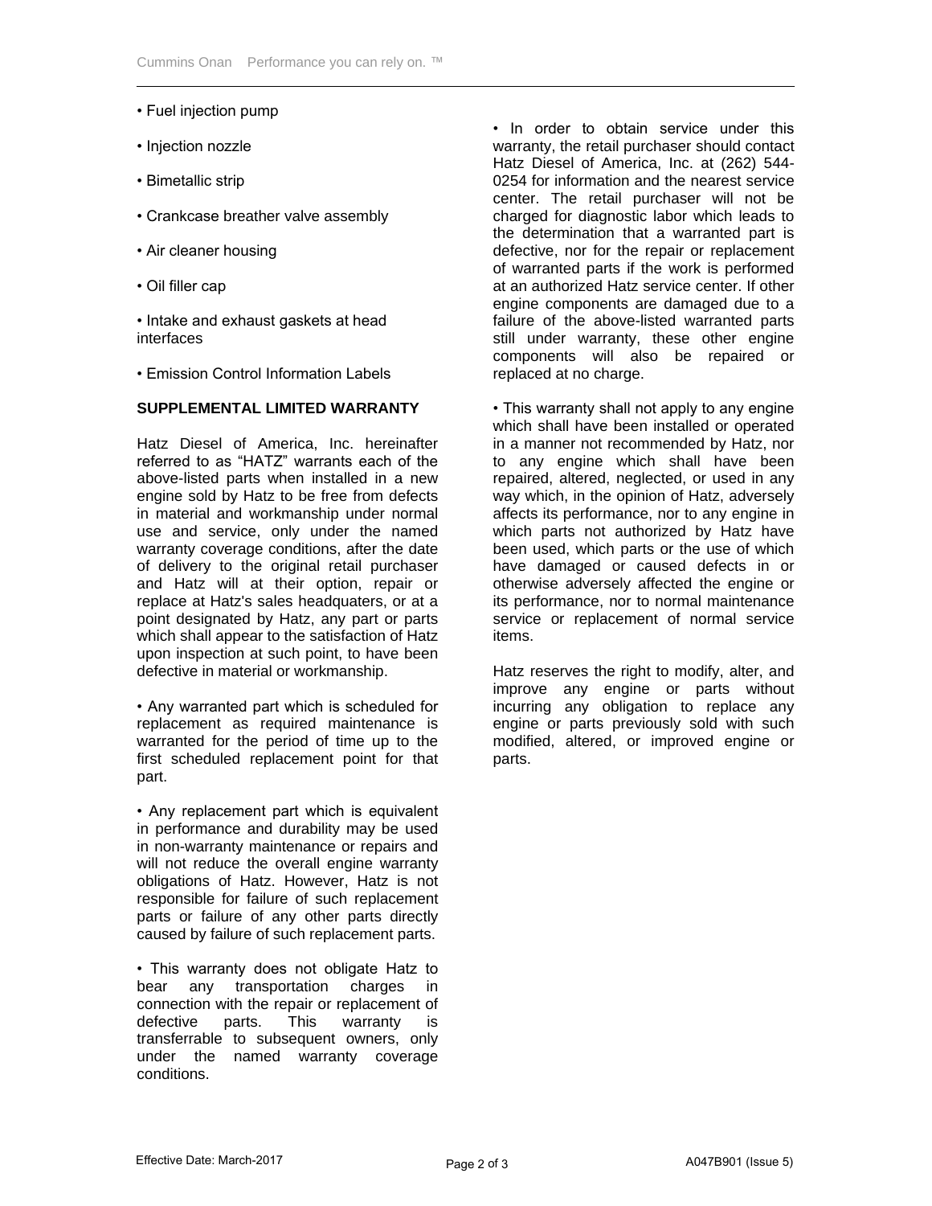- Fuel injection pump
- Injection nozzle
- Bimetallic strip
- Crankcase breather valve assembly
- Air cleaner housing
- Oil filler cap
- Intake and exhaust gaskets at head interfaces
- Emission Control Information Labels

**SUPPLEMENTAL LIMITED WARRANTY**

Hatz Diesel of America, Inc. hereinafter referred to as "HATZ" warrants each of the above-listed parts when installed in a new engine sold by Hatz to be free from defects in material and workmanship under normal use and service, only under the named warranty coverage conditions, after the date of delivery to the original retail purchaser and Hatz will at their option, repair or replace at Hatz's sales headquaters, or at a point designated by Hatz, any part or parts which shall appear to the satisfaction of Hatz upon inspection at such point, to have been defective in material or workmanship.

- Any warranted part which is scheduled for replacement as required maintenance is warranted for the period of time up to the first scheduled replacement point for that part.

- Any replacement part which is equivalent in performance and durability may be used in non-warranty maintenance or repairs and will not reduce the overall engine warranty obligations of Hatz. However, Hatz is not responsible for failure of such replacement parts or failure of any other parts directly caused by failure of such replacement parts.

- This warranty does not obligate Hatz to bear any transportation charges in connection with the repair or replacement of defective parts. This warranty is transferrable to subsequent owners, only under the named warranty coverage conditions.

- In order to obtain service under this warranty, the retail purchaser should contact Hatz Diesel of America, Inc. at (262) 544-0254 for information and the nearest service center. The retail purchaser will not be charged for diagnostic labor which leads to the determination that a warranted part is defective, nor for the repair or replacement of warranted parts if the work is performed at an authorized Hatz service center. If other engine components are damaged due to a failure of the above-listed warranted parts still under warranty, these other engine components will also be repaired or replaced at no charge.

- This warranty shall not apply to any engine which shall have been installed or operated in a manner not recommended by Hatz, nor to any engine which shall have been repaired, altered, neglected, or used in any way which, in the opinion of Hatz, adversely affects its performance, nor to any engine in which parts not authorized by Hatz have been used, which parts or the use of which have damaged or caused defects in or otherwise adversely affected the engine or its performance, nor to normal maintenance service or replacement of normal service items.

Hatz reserves the right to modify, alter, and improve any engine or parts without incurring any obligation to replace any engine or parts previously sold with such modified, altered, or improved engine or parts.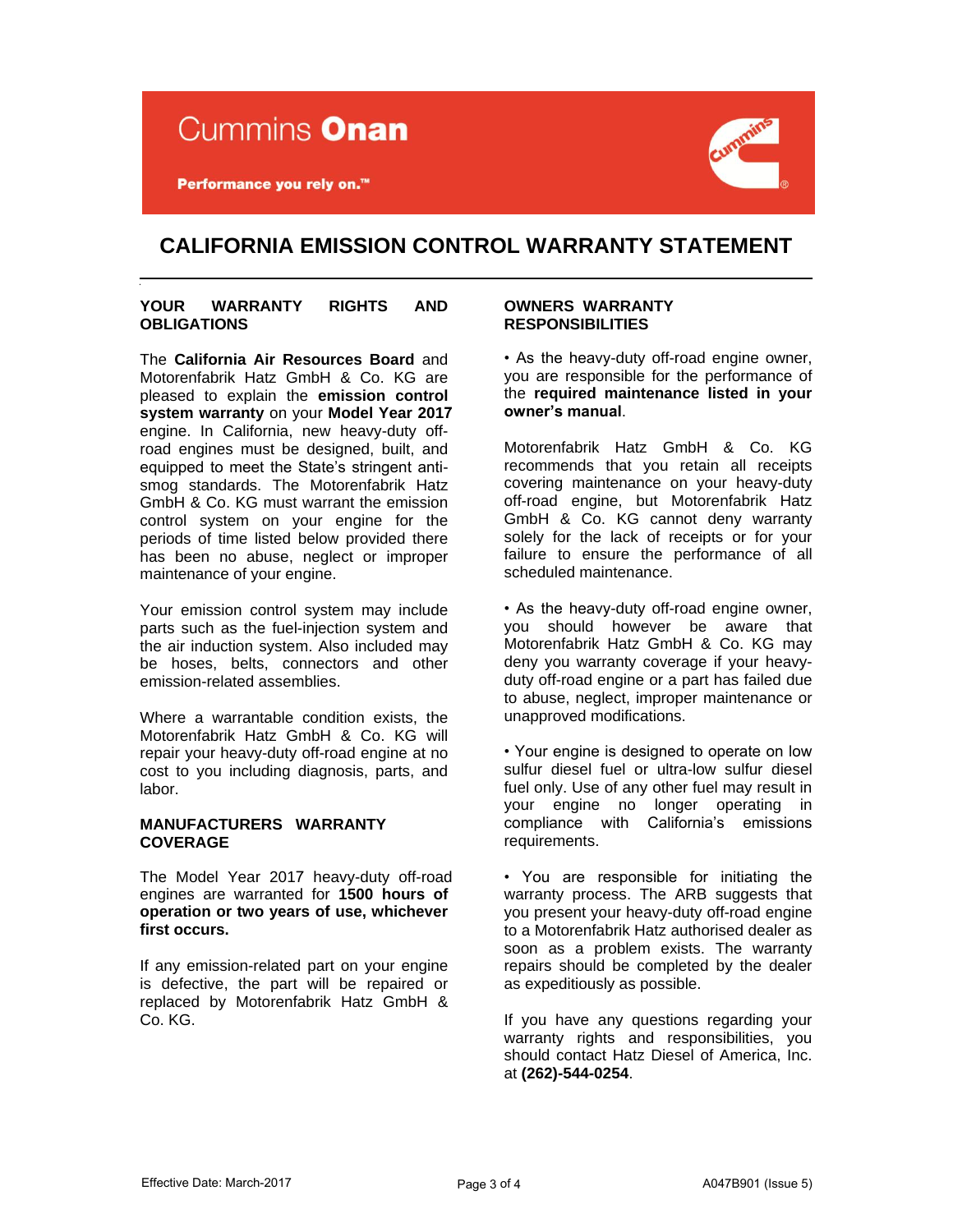Cummins **Onan**

**Performance you rely on.™**

# CALIFORNIA EMISSION CONTROL WARRANTY STATEMENT

## YOUR WARRANTY RIGHTS AND OBLIGATIONS

The **California Air Resources Board** and Motorenfabrik Hatz GmbH & Co. KG are pleased to explain the **emission control system warranty** on your **Model Year 2017** engine. In California, new heavy-duty off-road engines must be designed, built, and equipped to meet the State's stringent anti-smog standards. The Motorenfabrik Hatz GmbH & Co. KG must warrant the emission control system on your engine for the periods of time listed below provided there has been no abuse, neglect or improper maintenance of your engine.

Your emission control system may include parts such as the fuel-injection system and the air induction system. Also included may be hoses, belts, connectors and other emission-related assemblies.

Where a warrantable condition exists, the Motorenfabrik Hatz GmbH & Co. KG will repair your heavy-duty off-road engine at no cost to you including diagnosis, parts, and labor.

## MANUFACTURERS WARRANTY COVERAGE

The Model Year 2017 heavy-duty off-road engines are warranted for **1500 hours of operation or two years of use, whichever first occurs.**

If any emission-related part on your engine is defective, the part will be repaired or replaced by Motorenfabrik Hatz GmbH & Co. KG.

## OWNERS WARRANTY RESPONSIBILITIES

• As the heavy-duty off-road engine owner, you are responsible for the performance of the **required maintenance listed in your owner's manual**.

Motorenfabrik Hatz GmbH & Co. KG recommends that you retain all receipts covering maintenance on your heavy-duty off-road engine, but Motorenfabrik Hatz GmbH & Co. KG cannot deny warranty solely for the lack of receipts or for your failure to ensure the performance of all scheduled maintenance.

• As the heavy-duty off-road engine owner, you should however be aware that Motorenfabrik Hatz GmbH & Co. KG may deny you warranty coverage if your heavy-duty off-road engine or a part has failed due to abuse, neglect, improper maintenance or unapproved modifications.

• Your engine is designed to operate on low sulfur diesel fuel or ultra-low sulfur diesel fuel only. Use of any other fuel may result in your engine no longer operating in compliance with California's emissions requirements.

• You are responsible for initiating the warranty process. The ARB suggests that you present your heavy-duty off-road engine to a Motorenfabrik Hatz authorised dealer as soon as a problem exists. The warranty repairs should be completed by the dealer as expeditiously as possible.

If you have any questions regarding your warranty rights and responsibilities, you should contact Hatz Diesel of America, Inc. at **(262)-544-0254**.

Effective Date: March-2017

A047B901 (Issue 5)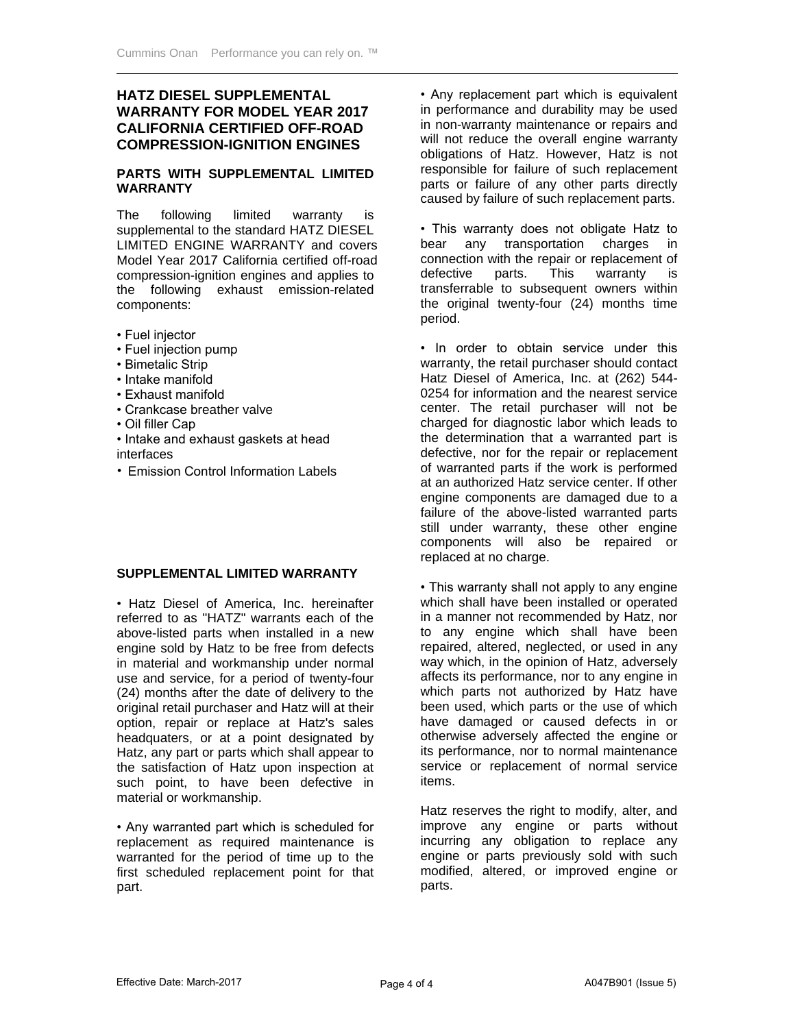## HATZ DIESEL SUPPLEMENTAL WARRANTY FOR MODEL YEAR 2017 CALIFORNIA CERTIFIED OFF-ROAD COMPRESSION-IGNITION ENGINES

### PARTS WITH SUPPLEMENTAL LIMITED WARRANTY

The following limited warranty is supplemental to the standard HATZ DIESEL LIMITED ENGINE WARRANTY and covers Model Year 2017 California certified off-road compression-ignition engines and applies to the following exhaust emission-related components:

- Fuel injector
- Fuel injection pump
- Bimetalic Strip
- Intake manifold
- Exhaust manifold
- Crankcase breather valve
- Oil filler Cap
- Intake and exhaust gaskets at head interfaces
- Emission Control Information Labels

### SUPPLEMENTAL LIMITED WARRANTY

- Hatz Diesel of America, Inc. hereinafter referred to as "HATZ" warrants each of the above-listed parts when installed in a new engine sold by Hatz to be free from defects in material and workmanship under normal use and service, for a period of twenty-four (24) months after the date of delivery to the original retail purchaser and Hatz will at their option, repair or replace at Hatz's sales headquaters, or at a point designated by Hatz, any part or parts which shall appear to the satisfaction of Hatz upon inspection at such point, to have been defective in material or workmanship.

- Any warranted part which is scheduled for replacement as required maintenance is warranted for the period of time up to the first scheduled replacement point for that part.

- Any replacement part which is equivalent in performance and durability may be used in non-warranty maintenance or repairs and will not reduce the overall engine warranty obligations of Hatz. However, Hatz is not responsible for failure of such replacement parts or failure of any other parts directly caused by failure of such replacement parts.

- This warranty does not obligate Hatz to bear any transportation charges in connection with the repair or replacement of defective parts. This warranty is transferrable to subsequent owners within the original twenty-four (24) months time period.

- In order to obtain service under this warranty, the retail purchaser should contact Hatz Diesel of America, Inc. at (262) 544-0254 for information and the nearest service center. The retail purchaser will not be charged for diagnostic labor which leads to the determination that a warranted part is defective, nor for the repair or replacement of warranted parts if the work is performed at an authorized Hatz service center. If other engine components are damaged due to a failure of the above-listed warranted parts still under warranty, these other engine components will also be repaired or replaced at no charge.

- This warranty shall not apply to any engine which shall have been installed or operated in a manner not recommended by Hatz, nor to any engine which shall have been repaired, altered, neglected, or used in any way which, in the opinion of Hatz, adversely affects its performance, nor to any engine in which parts not authorized by Hatz have been used, which parts or the use of which have damaged or caused defects in or otherwise adversely affected the engine or its performance, nor to normal maintenance service or replacement of normal service items.

Hatz reserves the right to modify, alter, and improve any engine or parts without incurring any obligation to replace any engine or parts previously sold with such modified, altered, or improved engine or parts.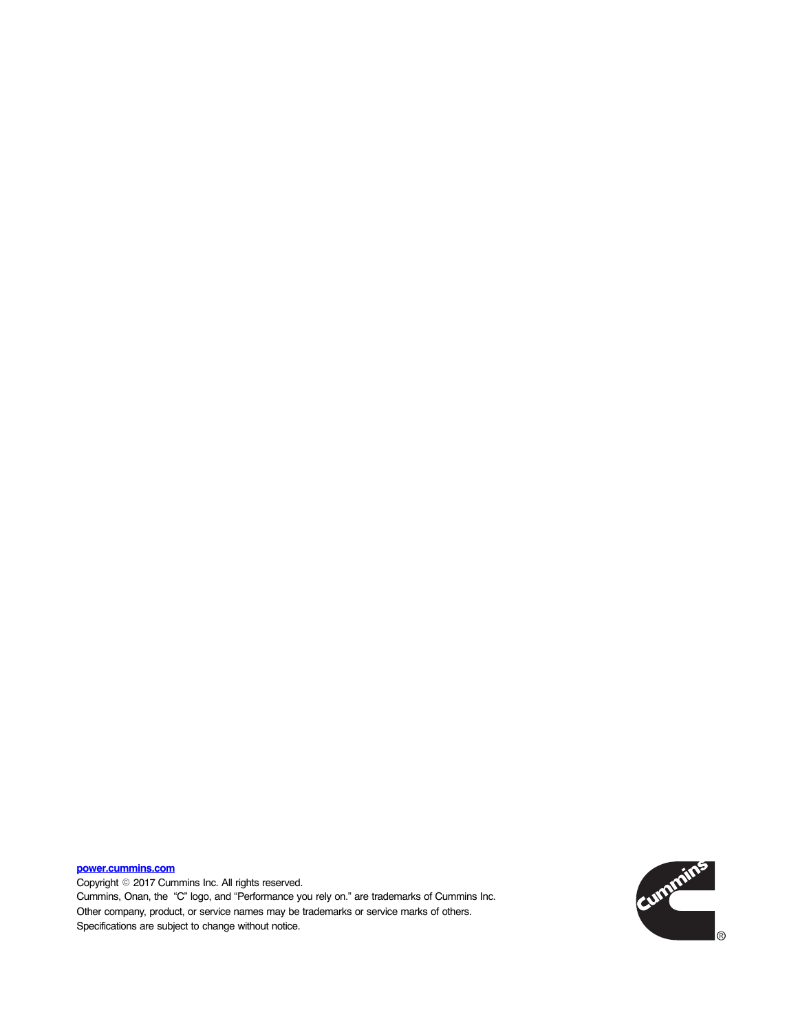power.cummins.com

Copyright © 2017 Cummins Inc. All rights reserved.

Cummins, Onan, the "C" logo, and "Performance you rely on." are trademarks of Cummins Inc.

Other company, product, or service names may be trademarks or service marks of others.

Specifications are subject to change without notice.